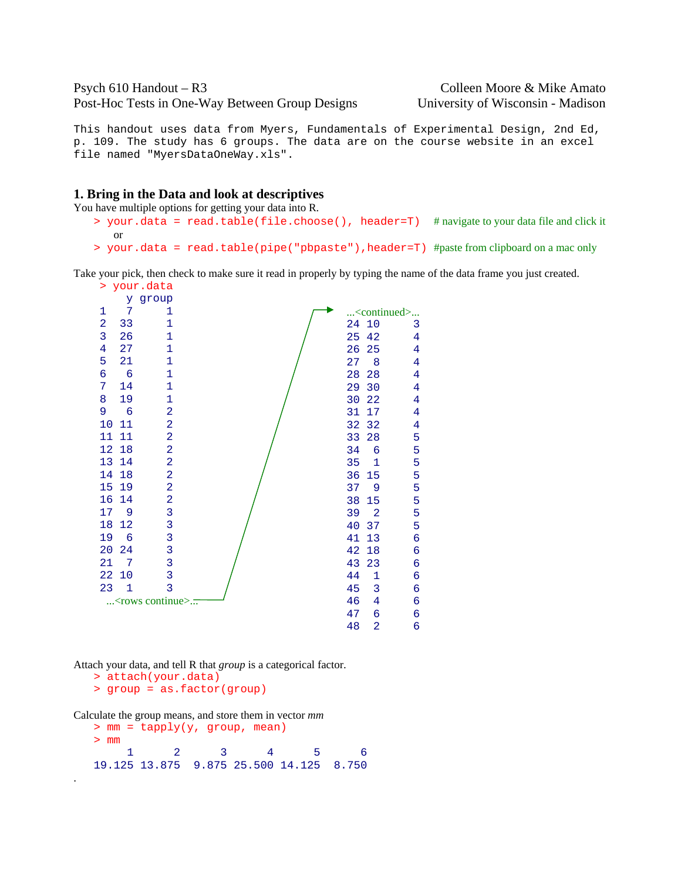Psych 610 Handout – R3
Post-Hoc Tests in One-Way Between Group Designs

Colleen Moore & Mike Amato
University of Wisconsin - Madison

This handout uses data from Myers, Fundamentals of Experimental Design, 2nd Ed, p. 109. The study has 6 groups. The data are on the course website in an excel file named "MyersDataOneWay.xls".

## 1. Bring in the Data and look at descriptives

You have multiple options for getting your data into R.

```
> your.data = read.table(file.choose(), header=T)    # navigate to your data file and click it
```

or

```
> your.data = read.table(pipe("pbpaste"),header=T)   #paste from clipboard on a mac only
```

Take your pick, then check to make sure it read in properly by typing the name of the data frame you just created.

```
> your.data
    y group
1   7     1
2  33     1
3  26     1
4  27     1
5  21     1
6   6     1
7  14     1
8  19     1
9   6     2
10 11     2
11 11     2
12 18     2
13 14     2
14 18     2
15 19     2
16 14     2
17  9     3
18 12     3
19  6     3
20 24     3
21  7     3
22 10     3
23  1     3
...<rows continue>...
...<continued>...
24 10     3
25 42     4
26 25     4
27  8     4
28 28     4
29 30     4
30 22     4
31 17     4
32 32     4
33 28     5
34  6     5
35  1     5
36 15     5
37  9     5
38 15     5
39  2     5
40 37     5
41 13     6
42 18     6
43 23     6
44  1     6
45  3     6
46  4     6
47  6     6
48  2     6
```

Attach your data, and tell R that *group* is a categorical factor.

```
> attach(your.data)
> group = as.factor(group)
```

Calculate the group means, and store them in vector *mm*

```
> mm = tapply(y, group, mean)
> mm
     1      2      3      4      5      6
19.125 13.875  9.875 25.500 14.125  8.750
```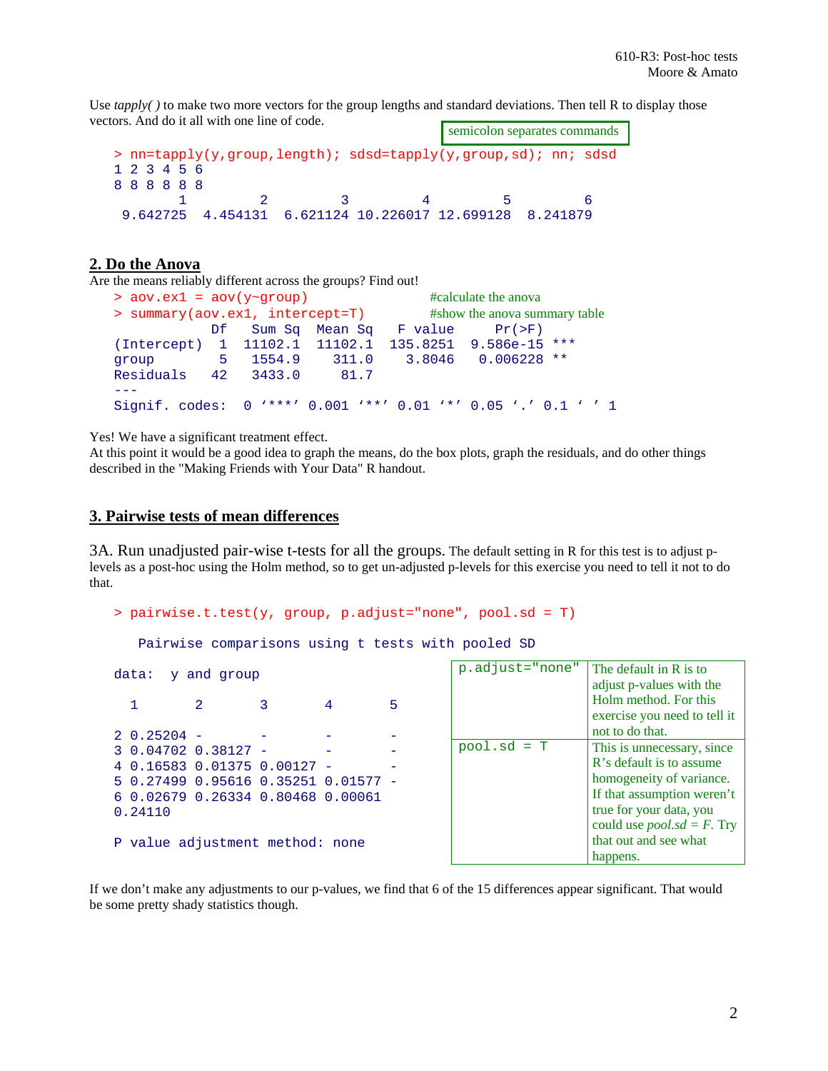Use *tapply( )* to make two more vectors for the group lengths and standard deviations. Then tell R to display those vectors. And do it all with one line of code.

semicolon separates commands

```
> nn=tapply(y,group,length); sdsd=tapply(y,group,sd); nn; sdsd
1 2 3 4 5 6
8 8 8 8 8 8
        1         2         3         4         5         6
 9.642725  4.454131  6.621124 10.226017 12.699128  8.241879
```

## 2. Do the Anova

Are the means reliably different across the groups? Find out!

```
> aov.ex1 = aov(y~group)                    #calculate the anova
> summary(aov.ex1, intercept=T)             #show the anova summary table
            Df  Sum Sq  Mean Sq   F value     Pr(>F)
(Intercept)  1  11102.1  11102.1  135.8251  9.586e-15 ***
group        5   1554.9    311.0    3.8046   0.006228 **
Residuals   42   3433.0     81.7
---
Signif. codes:  0 '***' 0.001 '**' 0.01 '*' 0.05 '.' 0.1 ' ' 1
```

Yes! We have a significant treatment effect.
At this point it would be a good idea to graph the means, do the box plots, graph the residuals, and do other things described in the "Making Friends with Your Data" R handout.

## 3. Pairwise tests of mean differences

3A. Run unadjusted pair-wise t-tests for all the groups. The default setting in R for this test is to adjust p-levels as a post-hoc using the Holm method, so to get un-adjusted p-levels for this exercise you need to tell it not to do that.

```
> pairwise.t.test(y, group, p.adjust="none", pool.sd = T)

   Pairwise comparisons using t tests with pooled SD

data:  y and group

  1       2       3       4       5

2 0.25204 -       -       -       -
3 0.04702 0.38127 -       -       -
4 0.16583 0.01375 0.00127 -       -
5 0.27499 0.95616 0.35251 0.01577 -
6 0.02679 0.26334 0.80468 0.00061
0.24110

P value adjustment method: none
```

| | |
|---|---|
| `p.adjust="none"` | The default in R is to adjust p-values with the Holm method. For this exercise you need to tell it not to do that. |
| `pool.sd = T` | This is unnecessary, since R's default is to assume homogeneity of variance. If that assumption weren't true for your data, you could use *pool.sd = F*. Try that out and see what happens. |

If we don't make any adjustments to our p-values, we find that 6 of the 15 differences appear significant. That would be some pretty shady statistics though.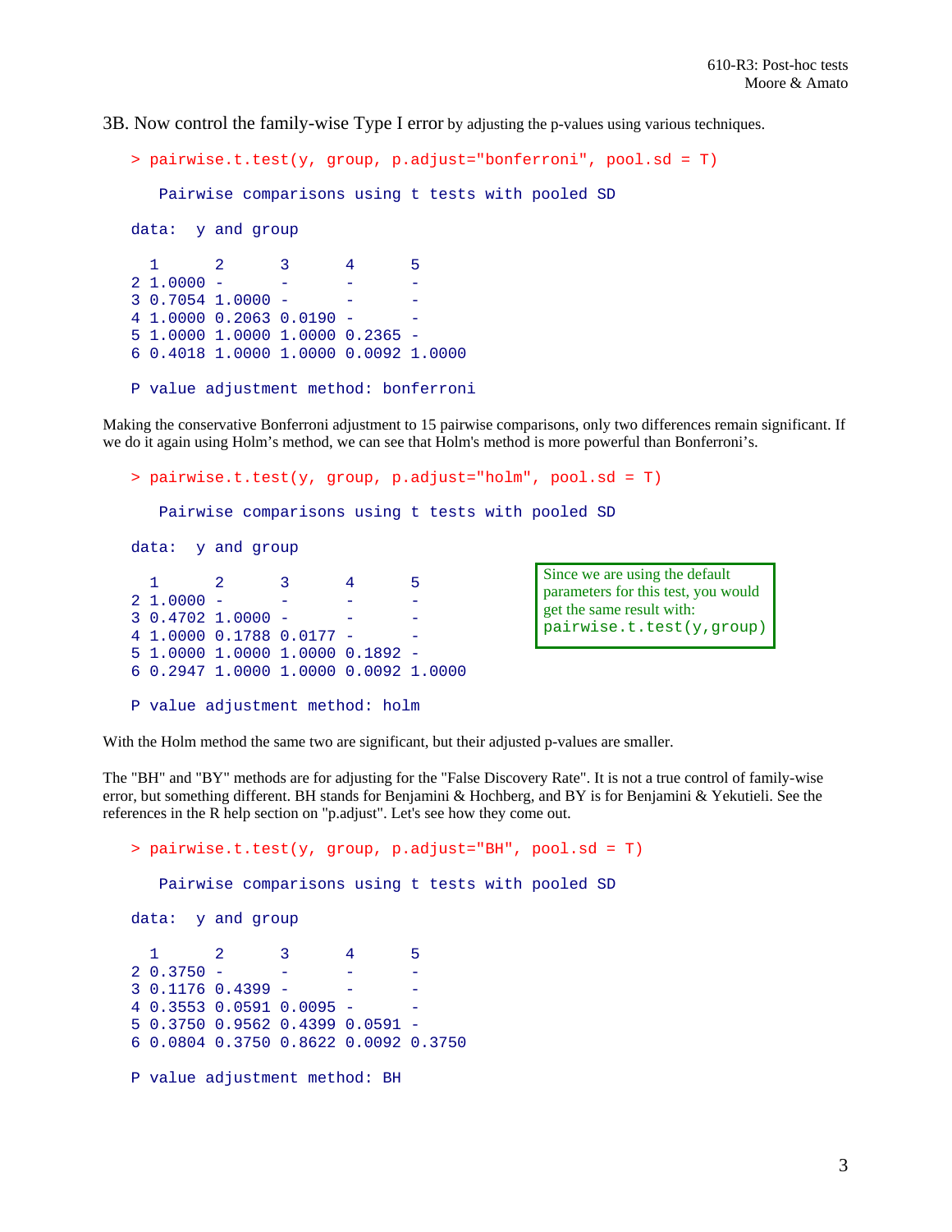3B. Now control the family-wise Type I error by adjusting the p-values using various techniques.

```
> pairwise.t.test(y, group, p.adjust="bonferroni", pool.sd = T)

    Pairwise comparisons using t tests with pooled SD 

data:  y and group 

  1      2      3      4      5     
2 1.0000 -      -      -      -     
3 0.7054 1.0000 -      -      -     
4 1.0000 0.2063 0.0190 -      -     
5 1.0000 1.0000 1.0000 0.2365 -     
6 0.4018 1.0000 1.0000 0.0092 1.0000

P value adjustment method: bonferroni
```

Making the conservative Bonferroni adjustment to 15 pairwise comparisons, only two differences remain significant. If we do it again using Holm's method, we can see that Holm's method is more powerful than Bonferroni's.

```
> pairwise.t.test(y, group, p.adjust="holm", pool.sd = T)

    Pairwise comparisons using t tests with pooled SD 

data:  y and group 

  1      2      3      4      5     
2 1.0000 -      -      -      -     
3 0.4702 1.0000 -      -      -     
4 1.0000 0.1788 0.0177 -      -     
5 1.0000 1.0000 1.0000 0.1892 -     
6 0.2947 1.0000 1.0000 0.0092 1.0000

P value adjustment method: holm
```

Since we are using the default parameters for this test, you would get the same result with: `pairwise.t.test(y,group)`

With the Holm method the same two are significant, but their adjusted p-values are smaller.

The "BH" and "BY" methods are for adjusting for the "False Discovery Rate". It is not a true control of family-wise error, but something different. BH stands for Benjamini & Hochberg, and BY is for Benjamini & Yekutieli. See the references in the R help section on "p.adjust". Let's see how they come out.

```
> pairwise.t.test(y, group, p.adjust="BH", pool.sd = T)

    Pairwise comparisons using t tests with pooled SD 

data:  y and group 

  1      2      3      4      5     
2 0.3750 -      -      -      -     
3 0.1176 0.4399 -      -      -     
4 0.3553 0.0591 0.0095 -      -     
5 0.3750 0.9562 0.4399 0.0591 -     
6 0.0804 0.3750 0.8622 0.0092 0.3750

P value adjustment method: BH
```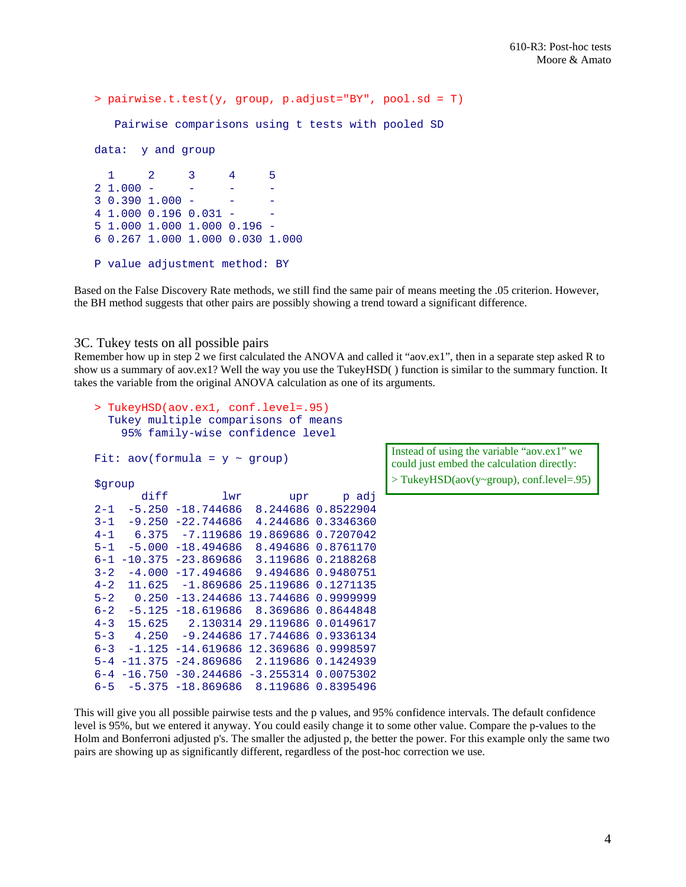```
> pairwise.t.test(y, group, p.adjust="BY", pool.sd = T)

    Pairwise comparisons using t tests with pooled SD

data:  y and group

  1     2     3     4     5
2 1.000 -     -     -     -
3 0.390 1.000 -     -     -
4 1.000 0.196 0.031 -     -
5 1.000 1.000 1.000 0.196 -
6 0.267 1.000 1.000 0.030 1.000

P value adjustment method: BY
```

Based on the False Discovery Rate methods, we still find the same pair of means meeting the .05 criterion. However, the BH method suggests that other pairs are possibly showing a trend toward a significant difference.

## 3C. Tukey tests on all possible pairs

Remember how up in step 2 we first calculated the ANOVA and called it "aov.ex1", then in a separate step asked R to show us a summary of aov.ex1? Well the way you use the TukeyHSD( ) function is similar to the summary function. It takes the variable from the original ANOVA calculation as one of its arguments.

```
> TukeyHSD(aov.ex1, conf.level=.95)
  Tukey multiple comparisons of means
    95% family-wise confidence level

Fit: aov(formula = y ~ group)

$group
       diff        lwr       upr     p adj
2-1  -5.250 -18.744686  8.244686 0.8522904
3-1  -9.250 -22.744686  4.244686 0.3346360
4-1   6.375  -7.119686 19.869686 0.7207042
5-1  -5.000 -18.494686  8.494686 0.8761170
6-1 -10.375 -23.869686  3.119686 0.2188268
3-2  -4.000 -17.494686  9.494686 0.9480751
4-2  11.625  -1.869686 25.119686 0.1271135
5-2   0.250 -13.244686 13.744686 0.9999999
6-2  -5.125 -18.619686  8.369686 0.8644848
4-3  15.625   2.130314 29.119686 0.0149617
5-3   4.250  -9.244686 17.744686 0.9336134
6-3  -1.125 -14.619686 12.369686 0.9998597
5-4 -11.375 -24.869686  2.119686 0.1424939
6-4 -16.750 -30.244686 -3.255314 0.0075302
6-5  -5.375 -18.869686  8.119686 0.8395496
```

Instead of using the variable "aov.ex1" we could just embed the calculation directly:

> TukeyHSD(aov(y~group), conf.level=.95)

This will give you all possible pairwise tests and the p values, and 95% confidence intervals. The default confidence level is 95%, but we entered it anyway. You could easily change it to some other value. Compare the p-values to the Holm and Bonferroni adjusted p's. The smaller the adjusted p, the better the power. For this example only the same two pairs are showing up as significantly different, regardless of the post-hoc correction we use.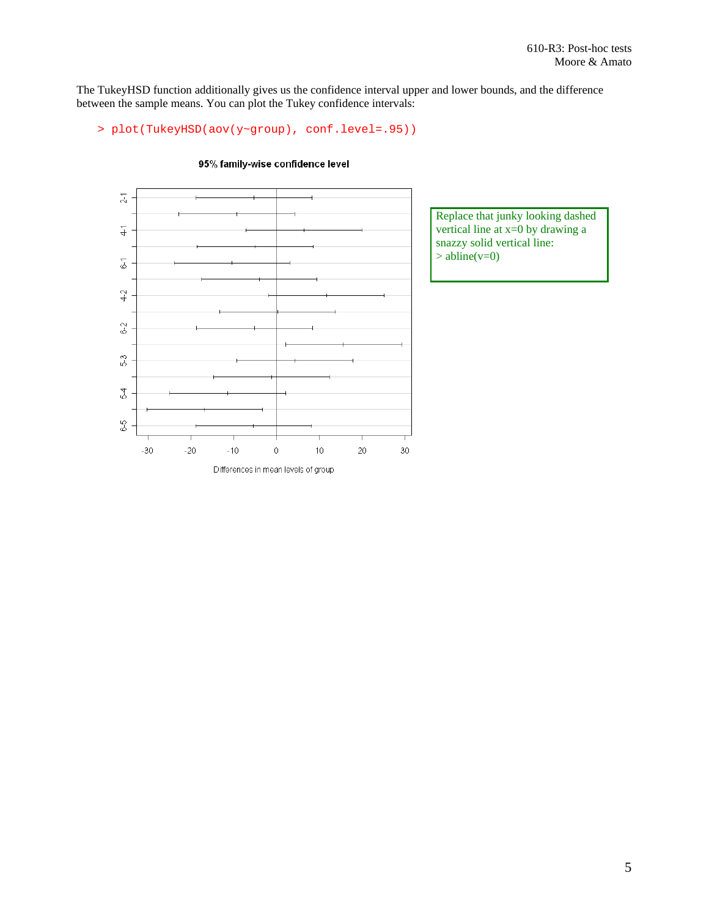The TukeyHSD function additionally gives us the confidence interval upper and lower bounds, and the difference between the sample means. You can plot the Tukey confidence intervals:

```
> plot(TukeyHSD(aov(y~group), conf.level=.95))
```

Replace that junky looking dashed vertical line at x=0 by drawing a snazzy solid vertical line:
> abline(v=0)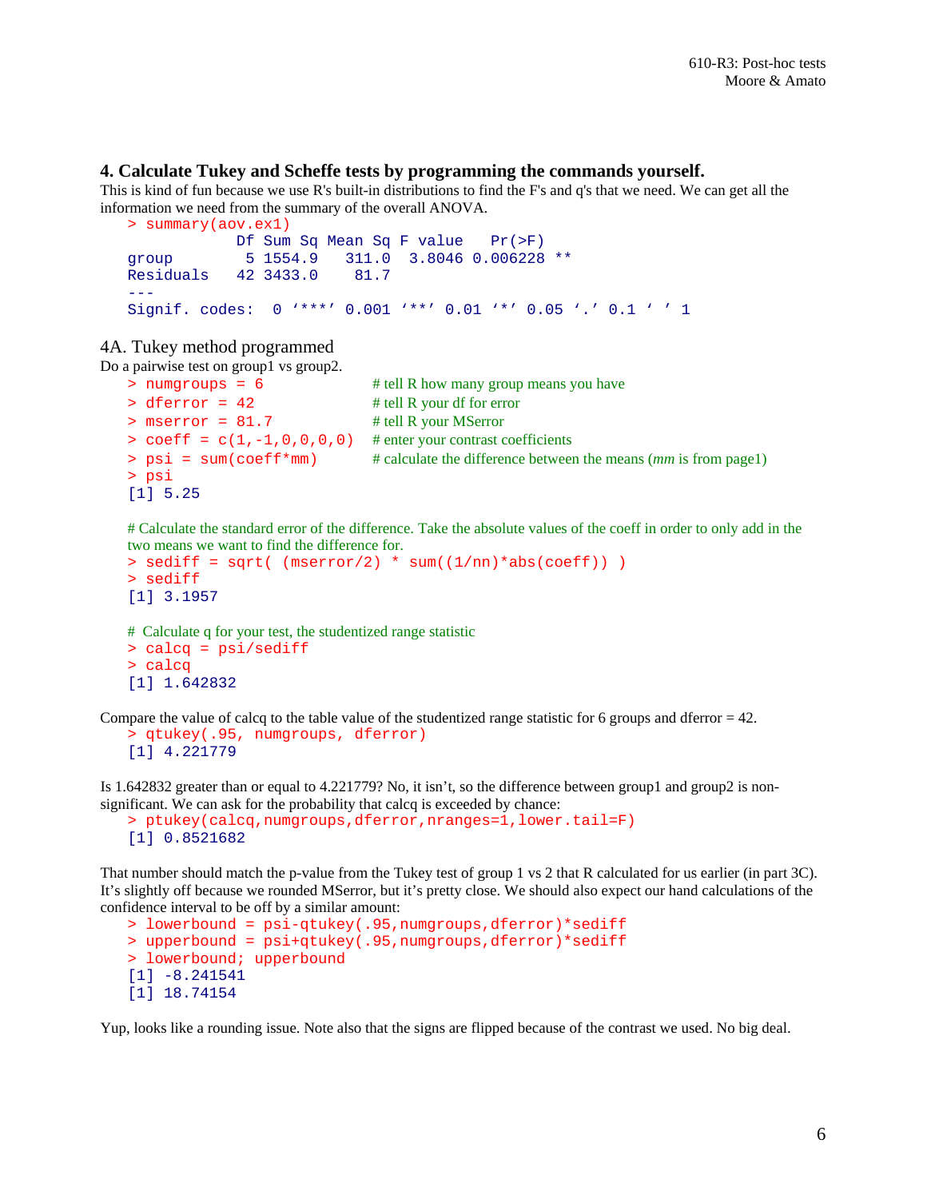## 4. Calculate Tukey and Scheffe tests by programming the commands yourself.

This is kind of fun because we use R's built-in distributions to find the F's and q's that we need. We can get all the information we need from the summary of the overall ANOVA.

```
> summary(aov.ex1)
            Df Sum Sq Mean Sq F value   Pr(>F)
group        5 1554.9   311.0  3.8046 0.006228 **
Residuals   42 3433.0    81.7
---
Signif. codes:  0 '***' 0.001 '**' 0.01 '*' 0.05 '.' 0.1 ' ' 1
```

### 4A. Tukey method programmed

Do a pairwise test on group1 vs group2.

```
> numgroups = 6                # tell R how many group means you have
> dferror = 42                 # tell R your df for error
> mserror = 81.7               # tell R your MSerror
> coeff = c(1,-1,0,0,0,0)      # enter your contrast coefficients
> psi = sum(coeff*mm)          # calculate the difference between the means (mm is from page1)
> psi
[1] 5.25

# Calculate the standard error of the difference. Take the absolute values of the coeff in order to only add in the two means we want to find the difference for.
> sediff = sqrt( (mserror/2) * sum((1/nn)*abs(coeff)) )
> sediff
[1] 3.1957

#  Calculate q for your test, the studentized range statistic
> calcq = psi/sediff
> calcq
[1] 1.642832
```

Compare the value of calcq to the table value of the studentized range statistic for 6 groups and dferror = 42.

```
> qtukey(.95, numgroups, dferror)
[1] 4.221779
```

Is 1.642832 greater than or equal to 4.221779? No, it isn't, so the difference between group1 and group2 is non-significant. We can ask for the probability that calcq is exceeded by chance:

```
> ptukey(calcq,numgroups,dferror,nranges=1,lower.tail=F)
[1] 0.8521682
```

That number should match the p-value from the Tukey test of group 1 vs 2 that R calculated for us earlier (in part 3C). It's slightly off because we rounded MSerror, but it's pretty close. We should also expect our hand calculations of the confidence interval to be off by a similar amount:

```
> lowerbound = psi-qtukey(.95,numgroups,dferror)*sediff
> upperbound = psi+qtukey(.95,numgroups,dferror)*sediff
> lowerbound; upperbound
[1] -8.241541
[1] 18.74154
```

Yup, looks like a rounding issue. Note also that the signs are flipped because of the contrast we used. No big deal.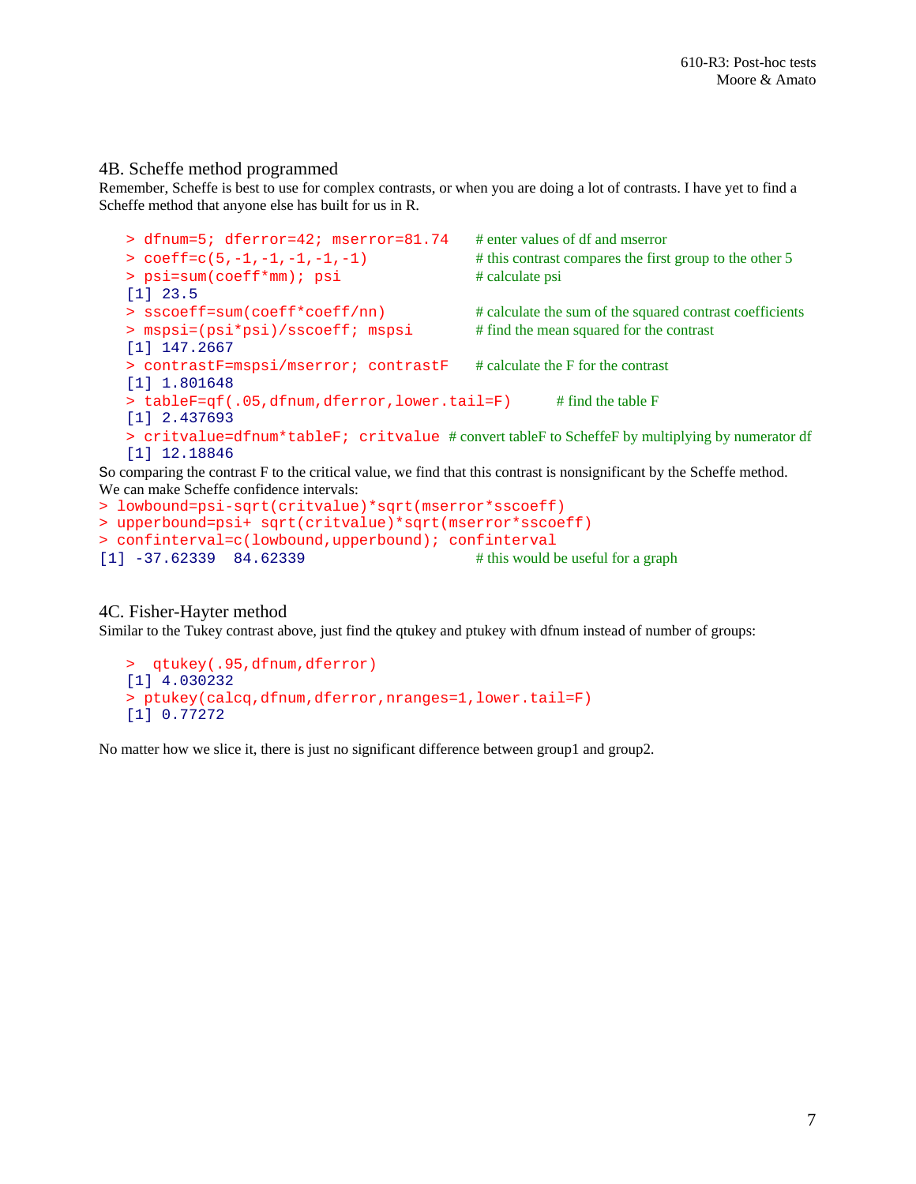### 4B. Scheffe method programmed

Remember, Scheffe is best to use for complex contrasts, or when you are doing a lot of contrasts. I have yet to find a Scheffe method that anyone else has built for us in R.

```
> dfnum=5; dferror=42; mserror=81.74    # enter values of df and mserror
> coeff=c(5,-1,-1,-1,-1,-1)             # this contrast compares the first group to the other 5
> psi=sum(coeff*mm); psi                # calculate psi
[1] 23.5
> sscoeff=sum(coeff*coeff/nn)           # calculate the sum of the squared contrast coefficients
> mspsi=(psi*psi)/sscoeff; mspsi        # find the mean squared for the contrast
[1] 147.2667
> contrastF=mspsi/mserror; contrastF    # calculate the F for the contrast
[1] 1.801648
> tableF=qf(.05,dfnum,dferror,lower.tail=F)        # find the table F
[1] 2.437693
> critvalue=dfnum*tableF; critvalue  # convert tableF to ScheffeF by multiplying by numerator df
[1] 12.18846
```

So comparing the contrast F to the critical value, we find that this contrast is nonsignificant by the Scheffe method. We can make Scheffe confidence intervals:

```
> lowbound=psi-sqrt(critvalue)*sqrt(mserror*sscoeff)
> upperbound=psi+ sqrt(critvalue)*sqrt(mserror*sscoeff)
> confinterval=c(lowbound,upperbound); confinterval
[1] -37.62339  84.62339                 # this would be useful for a graph
```

### 4C. Fisher-Hayter method

Similar to the Tukey contrast above, just find the qtukey and ptukey with dfnum instead of number of groups:

```
>  qtukey(.95,dfnum,dferror)
[1] 4.030232
> ptukey(calcq,dfnum,dferror,nranges=1,lower.tail=F)
[1] 0.77272
```

No matter how we slice it, there is just no significant difference between group1 and group2.